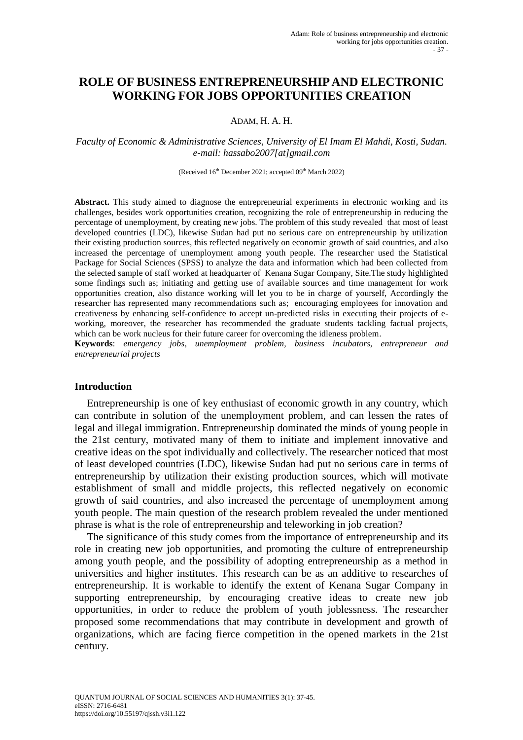# ROLE OF BUSINESS ENTREPRENEURSHIP AND ELECTRONIC WORKING FOR JOBS OPPORTUNITIES CREATION

ADAM, H. A. H.

*Faculty of Economic & Administrative Sciences, University of El Imam El Mahdi, Kosti, Sudan.*
*e-mail: hassabo2007[at]gmail.com*

(Received 16th December 2021; accepted 09th March 2022)

**Abstract.** This study aimed to diagnose the entrepreneurial experiments in electronic working and its challenges, besides work opportunities creation, recognizing the role of entrepreneurship in reducing the percentage of unemployment, by creating new jobs. The problem of this study revealed that most of least developed countries (LDC), likewise Sudan had put no serious care on entrepreneurship by utilization their existing production sources, this reflected negatively on economic growth of said countries, and also increased the percentage of unemployment among youth people. The researcher used the Statistical Package for Social Sciences (SPSS) to analyze the data and information which had been collected from the selected sample of staff worked at headquarter of Kenana Sugar Company, Site.The study highlighted some findings such as; initiating and getting use of available sources and time management for work opportunities creation, also distance working will let you to be in charge of yourself, Accordingly the researcher has represented many recommendations such as; encouraging employees for innovation and creativeness by enhancing self-confidence to accept un-predicted risks in executing their projects of e-working, moreover, the researcher has recommended the graduate students tackling factual projects, which can be work nucleus for their future career for overcoming the idleness problem.

**Keywords**: *emergency jobs, unemployment problem, business incubators, entrepreneur and entrepreneurial projects*

## Introduction

Entrepreneurship is one of key enthusiast of economic growth in any country, which can contribute in solution of the unemployment problem, and can lessen the rates of legal and illegal immigration. Entrepreneurship dominated the minds of young people in the 21st century, motivated many of them to initiate and implement innovative and creative ideas on the spot individually and collectively. The researcher noticed that most of least developed countries (LDC), likewise Sudan had put no serious care in terms of entrepreneurship by utilization their existing production sources, which will motivate establishment of small and middle projects, this reflected negatively on economic growth of said countries, and also increased the percentage of unemployment among youth people. The main question of the research problem revealed the under mentioned phrase is what is the role of entrepreneurship and teleworking in job creation?

The significance of this study comes from the importance of entrepreneurship and its role in creating new job opportunities, and promoting the culture of entrepreneurship among youth people, and the possibility of adopting entrepreneurship as a method in universities and higher institutes. This research can be as an additive to researches of entrepreneurship. It is workable to identify the extent of Kenana Sugar Company in supporting entrepreneurship, by encouraging creative ideas to create new job opportunities, in order to reduce the problem of youth joblessness. The researcher proposed some recommendations that may contribute in development and growth of organizations, which are facing fierce competition in the opened markets in the 21st century.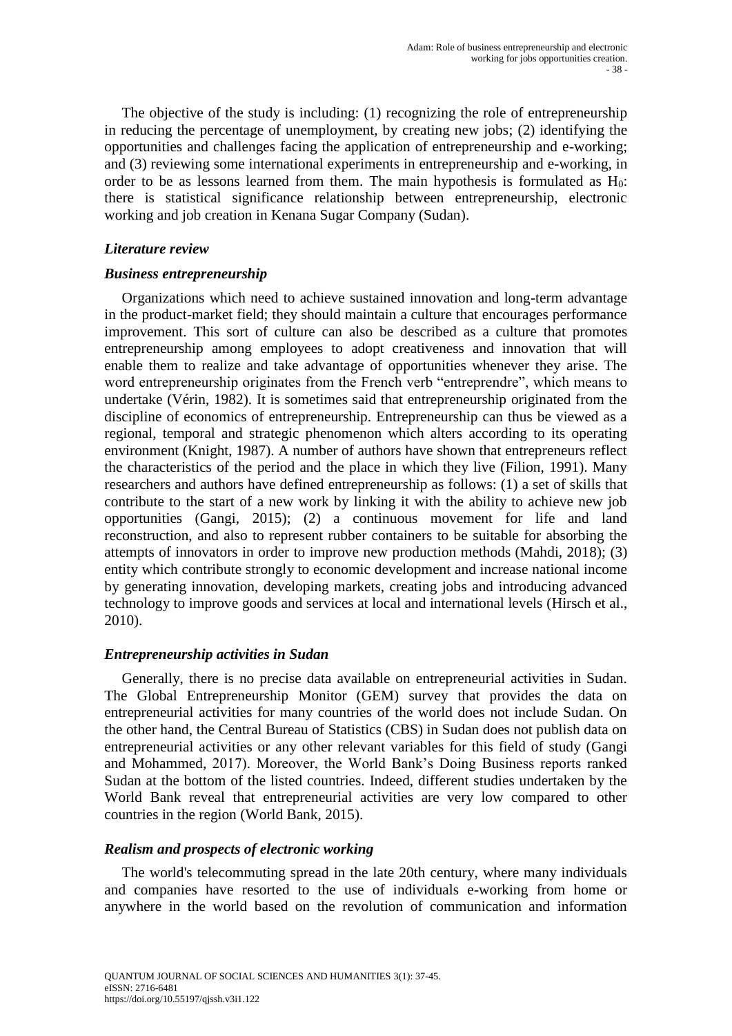The objective of the study is including: (1) recognizing the role of entrepreneurship in reducing the percentage of unemployment, by creating new jobs; (2) identifying the opportunities and challenges facing the application of entrepreneurship and e-working; and (3) reviewing some international experiments in entrepreneurship and e-working, in order to be as lessons learned from them. The main hypothesis is formulated as $H_0$: there is statistical significance relationship between entrepreneurship, electronic working and job creation in Kenana Sugar Company (Sudan).

### *Literature review*

### *Business entrepreneurship*

Organizations which need to achieve sustained innovation and long-term advantage in the product-market field; they should maintain a culture that encourages performance improvement. This sort of culture can also be described as a culture that promotes entrepreneurship among employees to adopt creativeness and innovation that will enable them to realize and take advantage of opportunities whenever they arise. The word entrepreneurship originates from the French verb "entreprendre", which means to undertake (Vérin, 1982). It is sometimes said that entrepreneurship originated from the discipline of economics of entrepreneurship. Entrepreneurship can thus be viewed as a regional, temporal and strategic phenomenon which alters according to its operating environment (Knight, 1987). A number of authors have shown that entrepreneurs reflect the characteristics of the period and the place in which they live (Filion, 1991). Many researchers and authors have defined entrepreneurship as follows: (1) a set of skills that contribute to the start of a new work by linking it with the ability to achieve new job opportunities (Gangi, 2015); (2) a continuous movement for life and land reconstruction, and also to represent rubber containers to be suitable for absorbing the attempts of innovators in order to improve new production methods (Mahdi, 2018); (3) entity which contribute strongly to economic development and increase national income by generating innovation, developing markets, creating jobs and introducing advanced technology to improve goods and services at local and international levels (Hirsch et al., 2010).

### *Entrepreneurship activities in Sudan*

Generally, there is no precise data available on entrepreneurial activities in Sudan. The Global Entrepreneurship Monitor (GEM) survey that provides the data on entrepreneurial activities for many countries of the world does not include Sudan. On the other hand, the Central Bureau of Statistics (CBS) in Sudan does not publish data on entrepreneurial activities or any other relevant variables for this field of study (Gangi and Mohammed, 2017). Moreover, the World Bank's Doing Business reports ranked Sudan at the bottom of the listed countries. Indeed, different studies undertaken by the World Bank reveal that entrepreneurial activities are very low compared to other countries in the region (World Bank, 2015).

### *Realism and prospects of electronic working*

The world's telecommuting spread in the late 20th century, where many individuals and companies have resorted to the use of individuals e-working from home or anywhere in the world based on the revolution of communication and information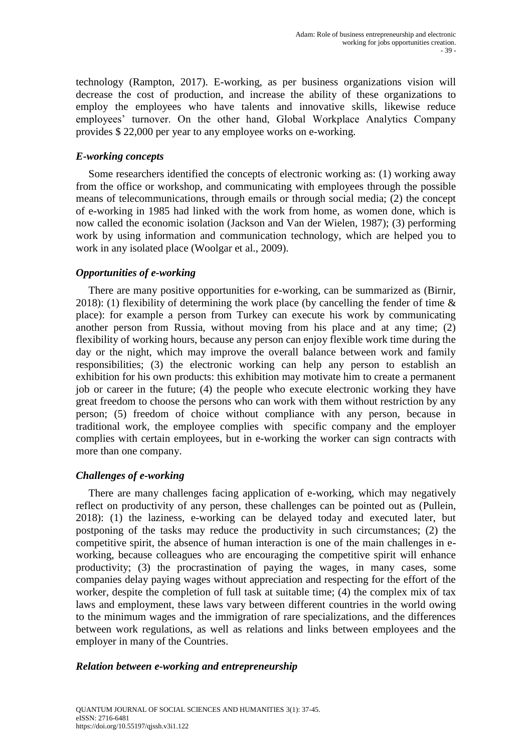technology (Rampton, 2017). E-working, as per business organizations vision will decrease the cost of production, and increase the ability of these organizations to employ the employees who have talents and innovative skills, likewise reduce employees' turnover. On the other hand, Global Workplace Analytics Company provides $ 22,000 per year to any employee works on e-working.

### *E-working concepts*

Some researchers identified the concepts of electronic working as: (1) working away from the office or workshop, and communicating with employees through the possible means of telecommunications, through emails or through social media; (2) the concept of e-working in 1985 had linked with the work from home, as women done, which is now called the economic isolation (Jackson and Van der Wielen, 1987); (3) performing work by using information and communication technology, which are helped you to work in any isolated place (Woolgar et al., 2009).

### *Opportunities of e-working*

There are many positive opportunities for e-working, can be summarized as (Birnir, 2018): (1) flexibility of determining the work place (by cancelling the fender of time & place): for example a person from Turkey can execute his work by communicating another person from Russia, without moving from his place and at any time; (2) flexibility of working hours, because any person can enjoy flexible work time during the day or the night, which may improve the overall balance between work and family responsibilities; (3) the electronic working can help any person to establish an exhibition for his own products: this exhibition may motivate him to create a permanent job or career in the future; (4) the people who execute electronic working they have great freedom to choose the persons who can work with them without restriction by any person; (5) freedom of choice without compliance with any person, because in traditional work, the employee complies with specific company and the employer complies with certain employees, but in e-working the worker can sign contracts with more than one company.

### *Challenges of e-working*

There are many challenges facing application of e-working, which may negatively reflect on productivity of any person, these challenges can be pointed out as (Pullein, 2018): (1) the laziness, e-working can be delayed today and executed later, but postponing of the tasks may reduce the productivity in such circumstances; (2) the competitive spirit, the absence of human interaction is one of the main challenges in e-working, because colleagues who are encouraging the competitive spirit will enhance productivity; (3) the procrastination of paying the wages, in many cases, some companies delay paying wages without appreciation and respecting for the effort of the worker, despite the completion of full task at suitable time; (4) the complex mix of tax laws and employment, these laws vary between different countries in the world owing to the minimum wages and the immigration of rare specializations, and the differences between work regulations, as well as relations and links between employees and the employer in many of the Countries.

### *Relation between e-working and entrepreneurship*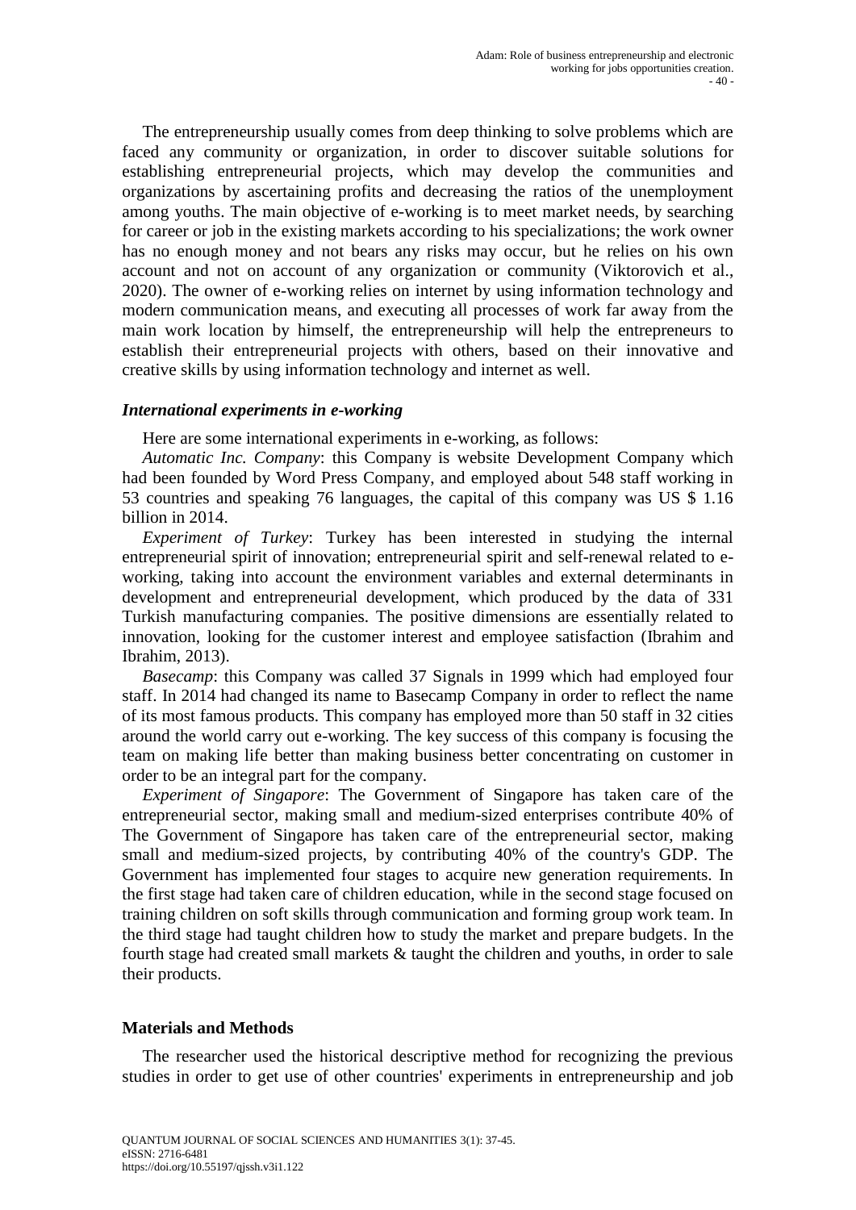The entrepreneurship usually comes from deep thinking to solve problems which are faced any community or organization, in order to discover suitable solutions for establishing entrepreneurial projects, which may develop the communities and organizations by ascertaining profits and decreasing the ratios of the unemployment among youths. The main objective of e-working is to meet market needs, by searching for career or job in the existing markets according to his specializations; the work owner has no enough money and not bears any risks may occur, but he relies on his own account and not on account of any organization or community (Viktorovich et al., 2020). The owner of e-working relies on internet by using information technology and modern communication means, and executing all processes of work far away from the main work location by himself, the entrepreneurship will help the entrepreneurs to establish their entrepreneurial projects with others, based on their innovative and creative skills by using information technology and internet as well.

### *International experiments in e-working*

Here are some international experiments in e-working, as follows:

*Automatic Inc. Company*: this Company is website Development Company which had been founded by Word Press Company, and employed about 548 staff working in 53 countries and speaking 76 languages, the capital of this company was US $ 1.16 billion in 2014.

*Experiment of Turkey*: Turkey has been interested in studying the internal entrepreneurial spirit of innovation; entrepreneurial spirit and self-renewal related to e-working, taking into account the environment variables and external determinants in development and entrepreneurial development, which produced by the data of 331 Turkish manufacturing companies. The positive dimensions are essentially related to innovation, looking for the customer interest and employee satisfaction (Ibrahim and Ibrahim, 2013).

*Basecamp*: this Company was called 37 Signals in 1999 which had employed four staff. In 2014 had changed its name to Basecamp Company in order to reflect the name of its most famous products. This company has employed more than 50 staff in 32 cities around the world carry out e-working. The key success of this company is focusing the team on making life better than making business better concentrating on customer in order to be an integral part for the company.

*Experiment of Singapore*: The Government of Singapore has taken care of the entrepreneurial sector, making small and medium-sized enterprises contribute 40% of The Government of Singapore has taken care of the entrepreneurial sector, making small and medium-sized projects, by contributing 40% of the country's GDP. The Government has implemented four stages to acquire new generation requirements. In the first stage had taken care of children education, while in the second stage focused on training children on soft skills through communication and forming group work team. In the third stage had taught children how to study the market and prepare budgets. In the fourth stage had created small markets & taught the children and youths, in order to sale their products.

## Materials and Methods

The researcher used the historical descriptive method for recognizing the previous studies in order to get use of other countries' experiments in entrepreneurship and job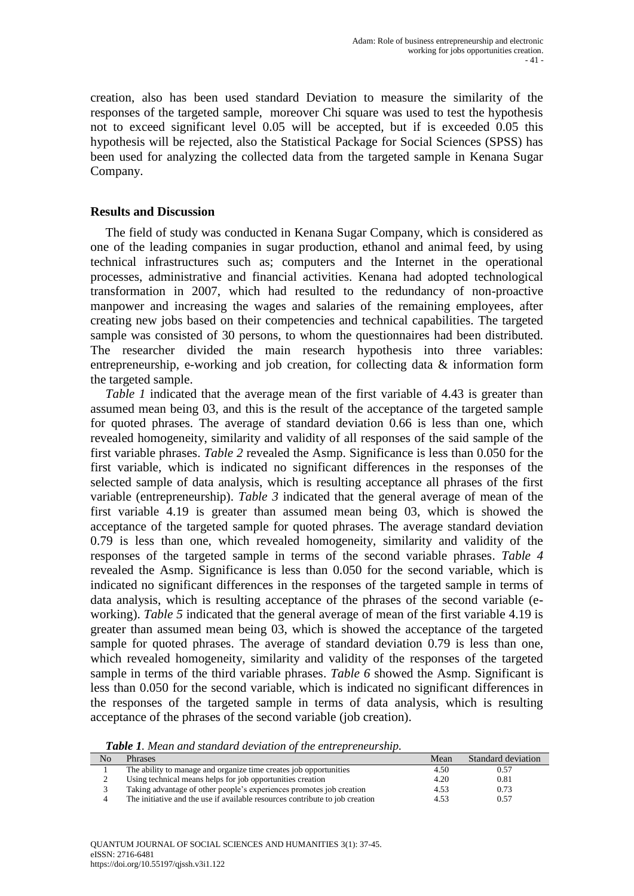creation, also has been used standard Deviation to measure the similarity of the responses of the targeted sample, moreover Chi square was used to test the hypothesis not to exceed significant level 0.05 will be accepted, but if is exceeded 0.05 this hypothesis will be rejected, also the Statistical Package for Social Sciences (SPSS) has been used for analyzing the collected data from the targeted sample in Kenana Sugar Company.

## Results and Discussion

The field of study was conducted in Kenana Sugar Company, which is considered as one of the leading companies in sugar production, ethanol and animal feed, by using technical infrastructures such as; computers and the Internet in the operational processes, administrative and financial activities. Kenana had adopted technological transformation in 2007, which had resulted to the redundancy of non-proactive manpower and increasing the wages and salaries of the remaining employees, after creating new jobs based on their competencies and technical capabilities. The targeted sample was consisted of 30 persons, to whom the questionnaires had been distributed. The researcher divided the main research hypothesis into three variables: entrepreneurship, e-working and job creation, for collecting data & information form the targeted sample.

*Table 1* indicated that the average mean of the first variable of 4.43 is greater than assumed mean being 03, and this is the result of the acceptance of the targeted sample for quoted phrases. The average of standard deviation 0.66 is less than one, which revealed homogeneity, similarity and validity of all responses of the said sample of the first variable phrases. *Table 2* revealed the Asmp. Significance is less than 0.050 for the first variable, which is indicated no significant differences in the responses of the selected sample of data analysis, which is resulting acceptance all phrases of the first variable (entrepreneurship). *Table 3* indicated that the general average of mean of the first variable 4.19 is greater than assumed mean being 03, which is showed the acceptance of the targeted sample for quoted phrases. The average standard deviation 0.79 is less than one, which revealed homogeneity, similarity and validity of the responses of the targeted sample in terms of the second variable phrases. *Table 4* revealed the Asmp. Significance is less than 0.050 for the second variable, which is indicated no significant differences in the responses of the targeted sample in terms of data analysis, which is resulting acceptance of the phrases of the second variable (e-working). *Table 5* indicated that the general average of mean of the first variable 4.19 is greater than assumed mean being 03, which is showed the acceptance of the targeted sample for quoted phrases. The average of standard deviation 0.79 is less than one, which revealed homogeneity, similarity and validity of the responses of the targeted sample in terms of the third variable phrases. *Table 6* showed the Asmp. Significant is less than 0.050 for the second variable, which is indicated no significant differences in the responses of the targeted sample in terms of data analysis, which is resulting acceptance of the phrases of the second variable (job creation).

***Table 1****. Mean and standard deviation of the entrepreneurship.*

| No | Phrases | Mean | Standard deviation |
|---|---|---|---|
| 1 | The ability to manage and organize time creates job opportunities | 4.50 | 0.57 |
| 2 | Using technical means helps for job opportunities creation | 4.20 | 0.81 |
| 3 | Taking advantage of other people's experiences promotes job creation | 4.53 | 0.73 |
| 4 | The initiative and the use if available resources contribute to job creation | 4.53 | 0.57 |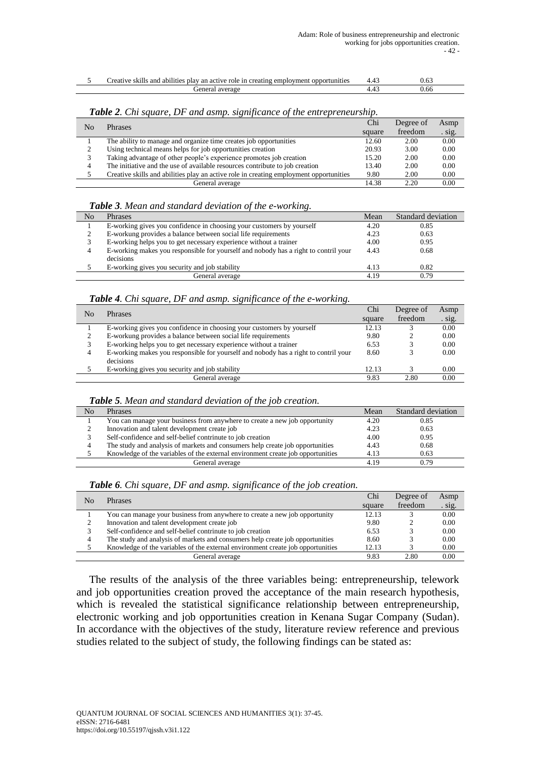| | | | |
|---|---|---|---|
| 5 | Creative skills and abilities play an active role in creating employment opportunities | 4.43 | 0.63 |
| | General average | 4.43 | 0.66 |

***Table 2**. Chi square, DF and asmp. significance of the entrepreneurship.*

| No | Phrases | Chi square | Degree of freedom | Asmp . sig. |
|---|---|---|---|---|
| 1 | The ability to manage and organize time creates job opportunities | 12.60 | 2.00 | 0.00 |
| 2 | Using technical means helps for job opportunities creation | 20.93 | 3.00 | 0.00 |
| 3 | Taking advantage of other people's experience promotes job creation | 15.20 | 2.00 | 0.00 |
| 4 | The initiative and the use of available resources contribute to job creation | 13.40 | 2.00 | 0.00 |
| 5 | Creative skills and abilities play an active role in creating employment opportunities | 9.80 | 2.00 | 0.00 |
| | General average | 14.38 | 2.20 | 0.00 |

***Table 3**. Mean and standard deviation of the e-working.*

| No | Phrases | Mean | Standard deviation |
|---|---|---|---|
| 1 | E-working gives you confidence in choosing your customers by yourself | 4.20 | 0.85 |
| 2 | E-workung provides a balance between social life requirements | 4.23 | 0.63 |
| 3 | E-working helps you to get necessary experience without a trainer | 4.00 | 0.95 |
| 4 | E-working makes you responsible for yourself and nobody has a right to contril your decisions | 4.43 | 0.68 |
| 5 | E-working gives you security and job stability | 4.13 | 0.82 |
| | General average | 4.19 | 0.79 |

***Table 4**. Chi square, DF and asmp. significance of the e-working.*

| No | Phrases | Chi square | Degree of freedom | Asmp . sig. |
|---|---|---|---|---|
| 1 | E-working gives you confidence in choosing your customers by yourself | 12.13 | 3 | 0.00 |
| 2 | E-workung provides a balance between social life requirements | 9.80 | 2 | 0.00 |
| 3 | E-working helps you to get necessary experience without a trainer | 6.53 | 3 | 0.00 |
| 4 | E-working makes you responsible for yourself and nobody has a right to contril your decisions | 8.60 | 3 | 0.00 |
| 5 | E-working gives you security and job stability | 12.13 | 3 | 0.00 |
| | General average | 9.83 | 2.80 | 0.00 |

***Table 5**. Mean and standard deviation of the job creation.*

| No | Phrases | Mean | Standard deviation |
|---|---|---|---|
| 1 | You can manage your business from anywhere to create a new job opportunity | 4.20 | 0.85 |
| 2 | Innovation and talent development create job | 4.23 | 0.63 |
| 3 | Self-confidence and self-belief contrinute to job creation | 4.00 | 0.95 |
| 4 | The study and analysis of markets and consumers help create job opportunities | 4.43 | 0.68 |
| 5 | Knowledge of the variables of the external environment create job opportunities | 4.13 | 0.63 |
| | General average | 4.19 | 0.79 |

***Table 6**. Chi square, DF and asmp. significance of the job creation.*

| No | Phrases | Chi square | Degree of freedom | Asmp . sig. |
|---|---|---|---|---|
| 1 | You can manage your business from anywhere to create a new job opportunity | 12.13 | 3 | 0.00 |
| 2 | Innovation and talent development create job | 9.80 | 2 | 0.00 |
| 3 | Self-confidence and self-belief contrinute to job creation | 6.53 | 3 | 0.00 |
| 4 | The study and analysis of markets and consumers help create job opportunities | 8.60 | 3 | 0.00 |
| 5 | Knowledge of the variables of the external environment create job opportunities | 12.13 | 3 | 0.00 |
| | General average | 9.83 | 2.80 | 0.00 |

The results of the analysis of the three variables being: entrepreneurship, telework and job opportunities creation proved the acceptance of the main research hypothesis, which is revealed the statistical significance relationship between entrepreneurship, electronic working and job opportunities creation in Kenana Sugar Company (Sudan). In accordance with the objectives of the study, literature review reference and previous studies related to the subject of study, the following findings can be stated as: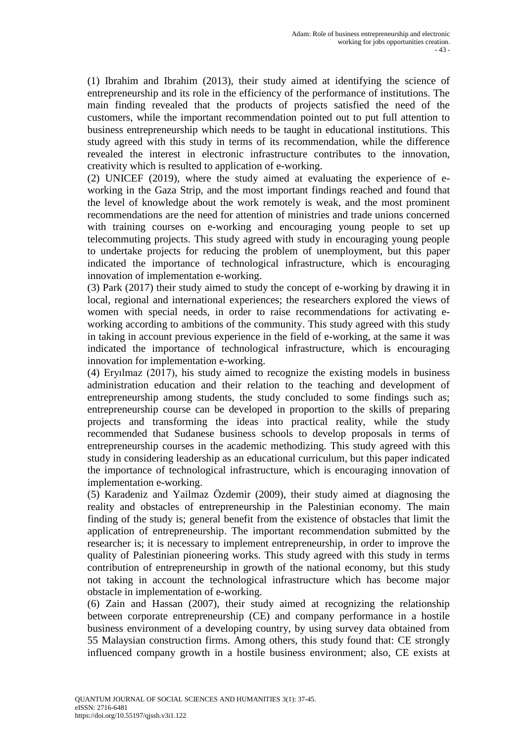(1) Ibrahim and Ibrahim (2013), their study aimed at identifying the science of entrepreneurship and its role in the efficiency of the performance of institutions. The main finding revealed that the products of projects satisfied the need of the customers, while the important recommendation pointed out to put full attention to business entrepreneurship which needs to be taught in educational institutions. This study agreed with this study in terms of its recommendation, while the difference revealed the interest in electronic infrastructure contributes to the innovation, creativity which is resulted to application of e-working.

(2) UNICEF (2019), where the study aimed at evaluating the experience of e-working in the Gaza Strip, and the most important findings reached and found that the level of knowledge about the work remotely is weak, and the most prominent recommendations are the need for attention of ministries and trade unions concerned with training courses on e-working and encouraging young people to set up telecommuting projects. This study agreed with study in encouraging young people to undertake projects for reducing the problem of unemployment, but this paper indicated the importance of technological infrastructure, which is encouraging innovation of implementation e-working.

(3) Park (2017) their study aimed to study the concept of e-working by drawing it in local, regional and international experiences; the researchers explored the views of women with special needs, in order to raise recommendations for activating e-working according to ambitions of the community. This study agreed with this study in taking in account previous experience in the field of e-working, at the same it was indicated the importance of technological infrastructure, which is encouraging innovation for implementation e-working.

(4) Eryılmaz (2017), his study aimed to recognize the existing models in business administration education and their relation to the teaching and development of entrepreneurship among students, the study concluded to some findings such as; entrepreneurship course can be developed in proportion to the skills of preparing projects and transforming the ideas into practical reality, while the study recommended that Sudanese business schools to develop proposals in terms of entrepreneurship courses in the academic methodizing. This study agreed with this study in considering leadership as an educational curriculum, but this paper indicated the importance of technological infrastructure, which is encouraging innovation of implementation e-working.

(5) Karadeniz and Yailmaz Özdemir (2009), their study aimed at diagnosing the reality and obstacles of entrepreneurship in the Palestinian economy. The main finding of the study is; general benefit from the existence of obstacles that limit the application of entrepreneurship. The important recommendation submitted by the researcher is; it is necessary to implement entrepreneurship, in order to improve the quality of Palestinian pioneering works. This study agreed with this study in terms contribution of entrepreneurship in growth of the national economy, but this study not taking in account the technological infrastructure which has become major obstacle in implementation of e-working.

(6) Zain and Hassan (2007), their study aimed at recognizing the relationship between corporate entrepreneurship (CE) and company performance in a hostile business environment of a developing country, by using survey data obtained from 55 Malaysian construction firms. Among others, this study found that: CE strongly influenced company growth in a hostile business environment; also, CE exists at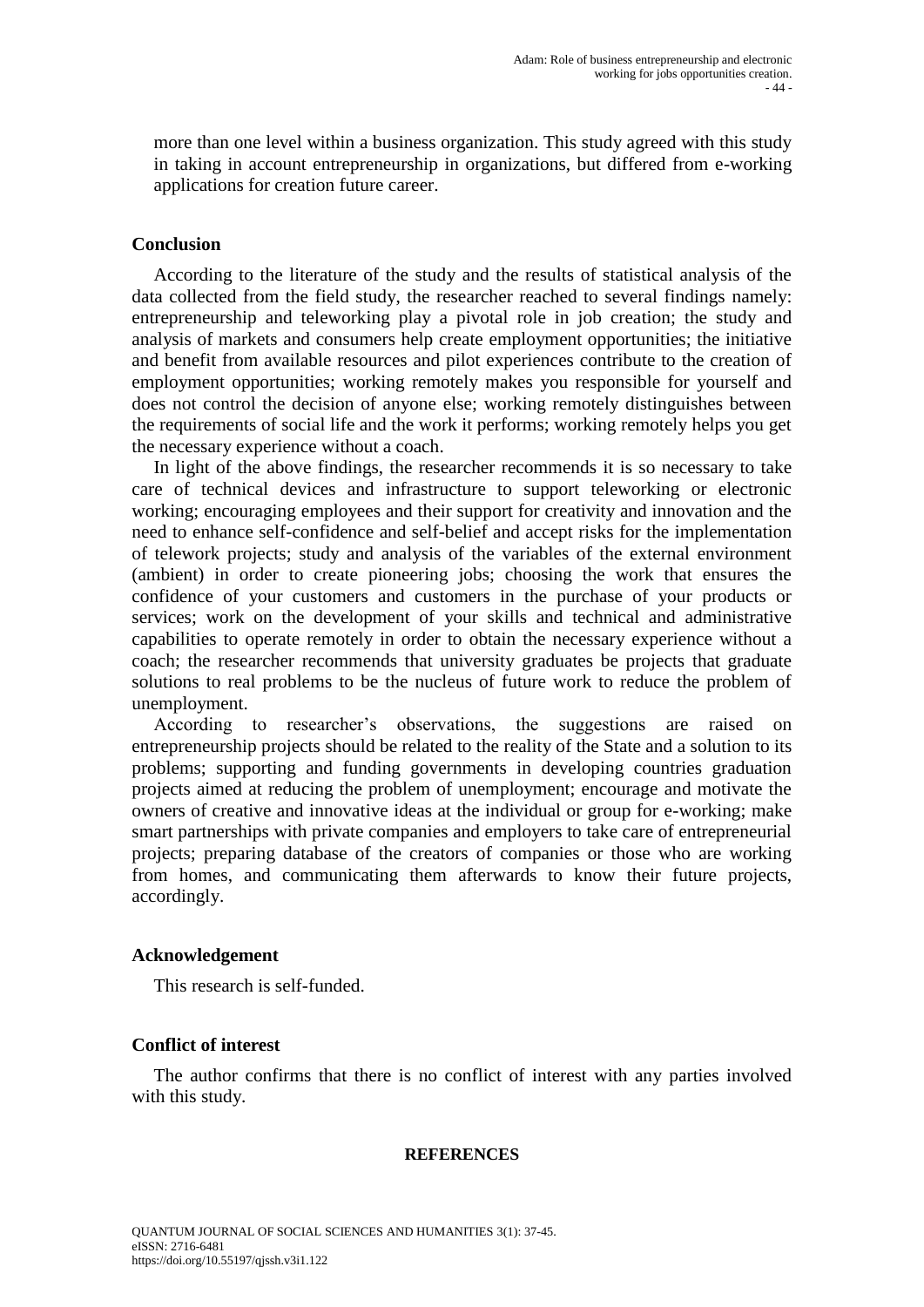more than one level within a business organization. This study agreed with this study in taking in account entrepreneurship in organizations, but differed from e-working applications for creation future career.

## Conclusion

According to the literature of the study and the results of statistical analysis of the data collected from the field study, the researcher reached to several findings namely: entrepreneurship and teleworking play a pivotal role in job creation; the study and analysis of markets and consumers help create employment opportunities; the initiative and benefit from available resources and pilot experiences contribute to the creation of employment opportunities; working remotely makes you responsible for yourself and does not control the decision of anyone else; working remotely distinguishes between the requirements of social life and the work it performs; working remotely helps you get the necessary experience without a coach.

In light of the above findings, the researcher recommends it is so necessary to take care of technical devices and infrastructure to support teleworking or electronic working; encouraging employees and their support for creativity and innovation and the need to enhance self-confidence and self-belief and accept risks for the implementation of telework projects; study and analysis of the variables of the external environment (ambient) in order to create pioneering jobs; choosing the work that ensures the confidence of your customers and customers in the purchase of your products or services; work on the development of your skills and technical and administrative capabilities to operate remotely in order to obtain the necessary experience without a coach; the researcher recommends that university graduates be projects that graduate solutions to real problems to be the nucleus of future work to reduce the problem of unemployment.

According to researcher's observations, the suggestions are raised on entrepreneurship projects should be related to the reality of the State and a solution to its problems; supporting and funding governments in developing countries graduation projects aimed at reducing the problem of unemployment; encourage and motivate the owners of creative and innovative ideas at the individual or group for e-working; make smart partnerships with private companies and employers to take care of entrepreneurial projects; preparing database of the creators of companies or those who are working from homes, and communicating them afterwards to know their future projects, accordingly.

## Acknowledgement

This research is self-funded.

## Conflict of interest

The author confirms that there is no conflict of interest with any parties involved with this study.

## REFERENCES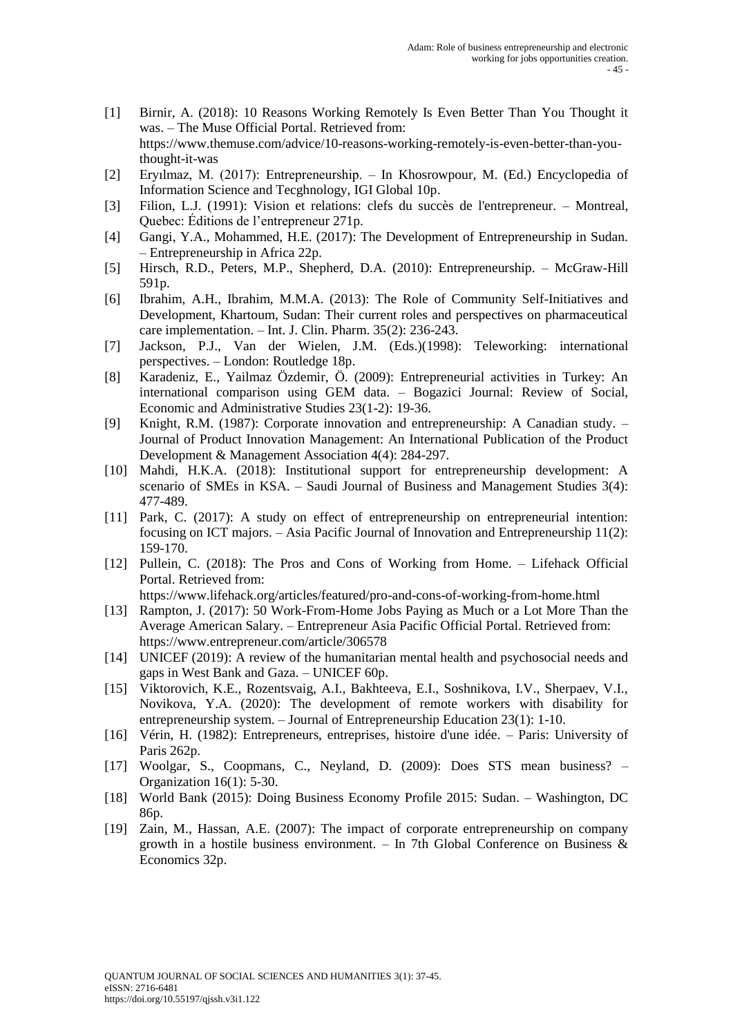[1] Birnir, A. (2018): 10 Reasons Working Remotely Is Even Better Than You Thought it was. – The Muse Official Portal. Retrieved from: https://www.themuse.com/advice/10-reasons-working-remotely-is-even-better-than-you-thought-it-was

[2] Eryılmaz, M. (2017): Entrepreneurship. – In Khosrowpour, M. (Ed.) Encyclopedia of Information Science and Tecghnology, IGI Global 10p.

[3] Filion, L.J. (1991): Vision et relations: clefs du succès de l'entrepreneur. – Montreal, Quebec: Éditions de l'entrepreneur 271p.

[4] Gangi, Y.A., Mohammed, H.E. (2017): The Development of Entrepreneurship in Sudan. – Entrepreneurship in Africa 22p.

[5] Hirsch, R.D., Peters, M.P., Shepherd, D.A. (2010): Entrepreneurship. – McGraw-Hill 591p.

[6] Ibrahim, A.H., Ibrahim, M.M.A. (2013): The Role of Community Self-Initiatives and Development, Khartoum, Sudan: Their current roles and perspectives on pharmaceutical care implementation. – Int. J. Clin. Pharm. 35(2): 236-243.

[7] Jackson, P.J., Van der Wielen, J.M. (Eds.)(1998): Teleworking: international perspectives. – London: Routledge 18p.

[8] Karadeniz, E., Yailmaz Özdemir, Ö. (2009): Entrepreneurial activities in Turkey: An international comparison using GEM data. – Bogazici Journal: Review of Social, Economic and Administrative Studies 23(1-2): 19-36.

[9] Knight, R.M. (1987): Corporate innovation and entrepreneurship: A Canadian study. – Journal of Product Innovation Management: An International Publication of the Product Development & Management Association 4(4): 284-297.

[10] Mahdi, H.K.A. (2018): Institutional support for entrepreneurship development: A scenario of SMEs in KSA. – Saudi Journal of Business and Management Studies 3(4): 477-489.

[11] Park, C. (2017): A study on effect of entrepreneurship on entrepreneurial intention: focusing on ICT majors. – Asia Pacific Journal of Innovation and Entrepreneurship 11(2): 159-170.

[12] Pullein, C. (2018): The Pros and Cons of Working from Home. – Lifehack Official Portal. Retrieved from: https://www.lifehack.org/articles/featured/pro-and-cons-of-working-from-home.html

[13] Rampton, J. (2017): 50 Work-From-Home Jobs Paying as Much or a Lot More Than the Average American Salary. – Entrepreneur Asia Pacific Official Portal. Retrieved from: https://www.entrepreneur.com/article/306578

[14] UNICEF (2019): A review of the humanitarian mental health and psychosocial needs and gaps in West Bank and Gaza. – UNICEF 60p.

[15] Viktorovich, K.E., Rozentsvaig, A.I., Bakhteeva, E.I., Soshnikova, I.V., Sherpaev, V.I., Novikova, Y.A. (2020): The development of remote workers with disability for entrepreneurship system. – Journal of Entrepreneurship Education 23(1): 1-10.

[16] Vérin, H. (1982): Entrepreneurs, entreprises, histoire d'une idée. – Paris: University of Paris 262p.

[17] Woolgar, S., Coopmans, C., Neyland, D. (2009): Does STS mean business? – Organization 16(1): 5-30.

[18] World Bank (2015): Doing Business Economy Profile 2015: Sudan. – Washington, DC 86p.

[19] Zain, M., Hassan, A.E. (2007): The impact of corporate entrepreneurship on company growth in a hostile business environment. – In 7th Global Conference on Business & Economics 32p.